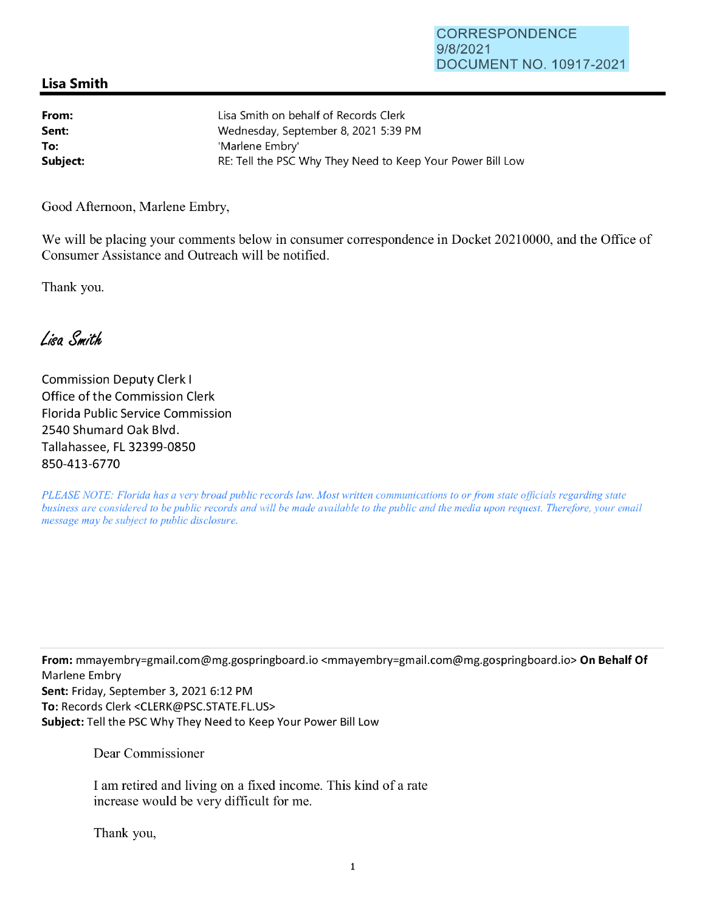CORRESPONDENCE
9/8/2021
DOCUMENT NO. 10917-2021

## Lisa Smith

| | |
|---|---|
| **From:** | Lisa Smith on behalf of Records Clerk |
| **Sent:** | Wednesday, September 8, 2021 5:39 PM |
| **To:** | 'Marlene Embry' |
| **Subject:** | RE: Tell the PSC Why They Need to Keep Your Power Bill Low |

Good Afternoon, Marlene Embry,

We will be placing your comments below in consumer correspondence in Docket 20210000, and the Office of Consumer Assistance and Outreach will be notified.

Thank you.

*Lisa Smith*

Commission Deputy Clerk I
Office of the Commission Clerk
Florida Public Service Commission
2540 Shumard Oak Blvd.
Tallahassee, FL 32399-0850
850-413-6770

*PLEASE NOTE: Florida has a very broad public records law. Most written communications to or from state officials regarding state business are considered to be public records and will be made available to the public and the media upon request. Therefore, your email message may be subject to public disclosure.*

---

**From:** mmayembry=gmail.com@mg.gospringboard.io <mmayembry=gmail.com@mg.gospringboard.io> **On Behalf Of** Marlene Embry
**Sent:** Friday, September 3, 2021 6:12 PM
**To:** Records Clerk <CLERK@PSC.STATE.FL.US>
**Subject:** Tell the PSC Why They Need to Keep Your Power Bill Low

Dear Commissioner

I am retired and living on a fixed income. This kind of a rate increase would be very difficult for me.

Thank you,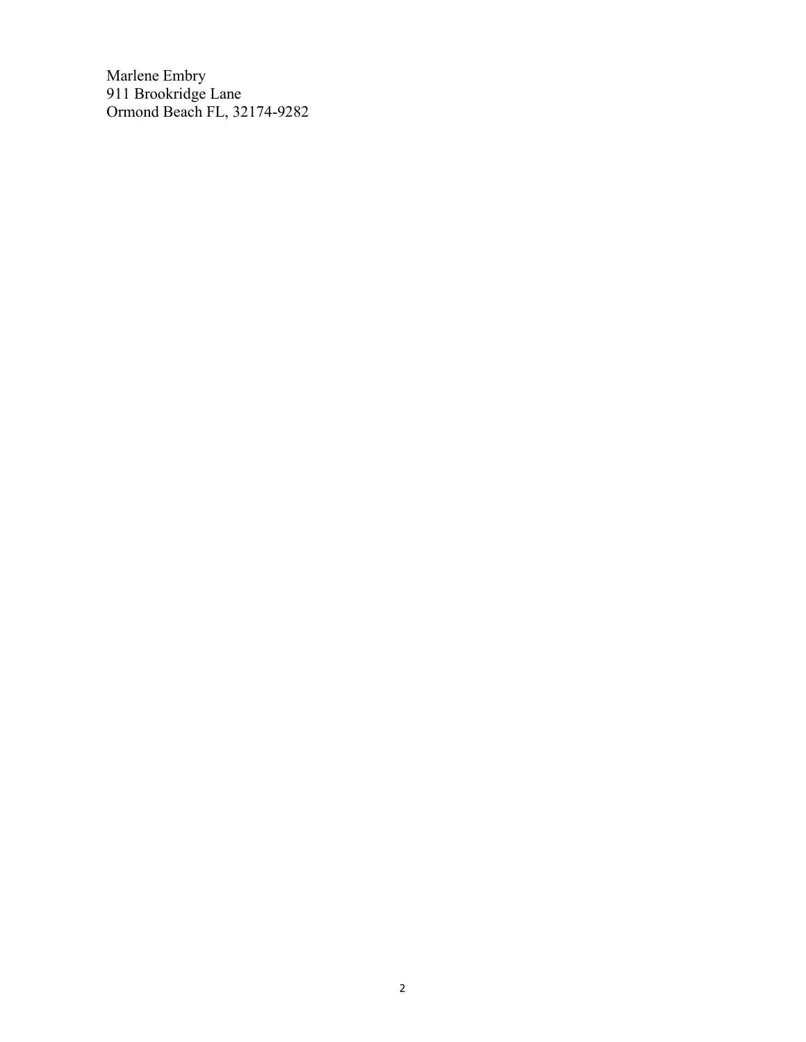Marlene Embry
911 Brookridge Lane
Ormond Beach FL, 32174-9282